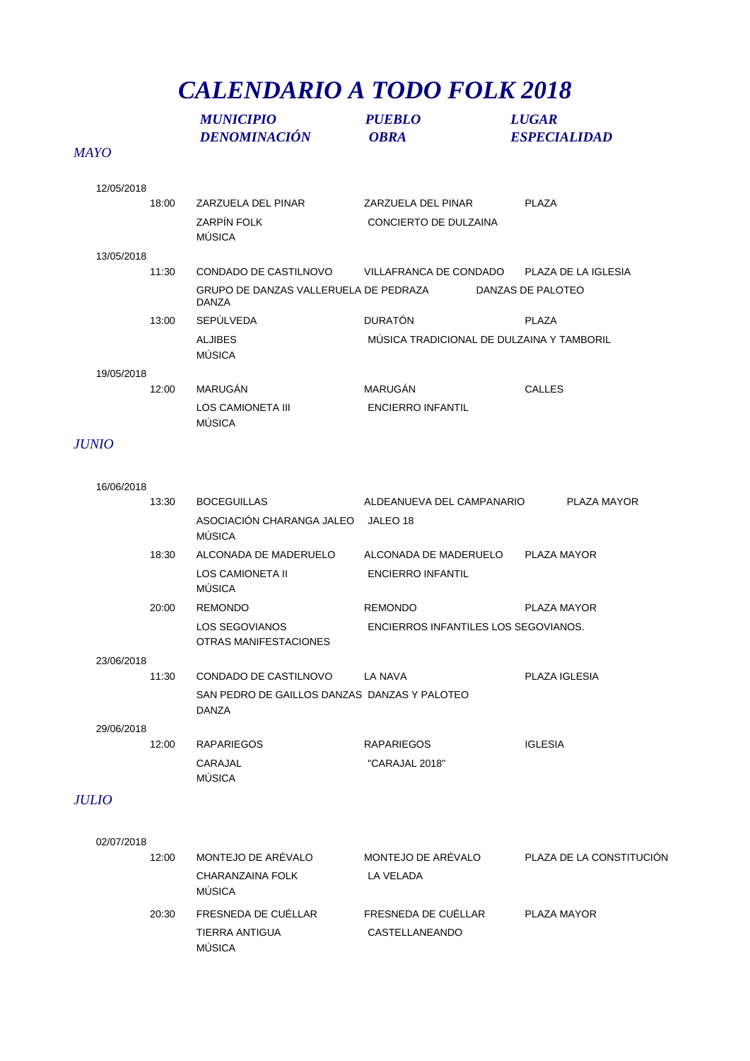# *CALENDARIO A TODO FOLK 2018*

| | | *MUNICIPIO* / *DENOMINACIÓN* | *PUEBLO* / *OBRA* | *LUGAR* / *ESPECIALIDAD* |
|---|---|---|---|---|
| ***MAYO*** | | | | |
| 12/05/2018 | | | | |
| | 18:00 | ZARZUELA DEL PINAR | ZARZUELA DEL PINAR | PLAZA |
| | | ZARPÍN FOLK<br>MÚSICA | CONCIERTO DE DULZAINA | |
| 13/05/2018 | | | | |
| | 11:30 | CONDADO DE CASTILNOVO | VILLAFRANCA DE CONDADO | PLAZA DE LA IGLESIA |
| | | GRUPO DE DANZAS VALLERUELA DE PEDRAZA<br>DANZA | DANZAS DE PALOTEO | |
| | 13:00 | SEPÚLVEDA | DURATÓN | PLAZA |
| | | ALJIBES<br>MÚSICA | MÚSICA TRADICIONAL DE DULZAINA Y TAMBORIL | |
| 19/05/2018 | | | | |
| | 12:00 | MARUGÁN | MARUGÁN | CALLES |
| | | LOS CAMIONETA III<br>MÚSICA | ENCIERRO INFANTIL | |
| ***JUNIO*** | | | | |
| 16/06/2018 | | | | |
| | 13:30 | BOCEGUILLAS | ALDEANUEVA DEL CAMPANARIO | PLAZA MAYOR |
| | | ASOCIACIÓN CHARANGA JALEO<br>MÚSICA | JALEO 18 | |
| | 18:30 | ALCONADA DE MADERUELO | ALCONADA DE MADERUELO | PLAZA MAYOR |
| | | LOS CAMIONETA II<br>MÚSICA | ENCIERRO INFANTIL | |
| | 20:00 | REMONDO | REMONDO | PLAZA MAYOR |
| | | LOS SEGOVIANOS<br>OTRAS MANIFESTACIONES | ENCIERROS INFANTILES LOS SEGOVIANOS. | |
| 23/06/2018 | | | | |
| | 11:30 | CONDADO DE CASTILNOVO | LA NAVA | PLAZA IGLESIA |
| | | SAN PEDRO DE GAILLOS DANZAS<br>DANZA | DANZAS Y PALOTEO | |
| 29/06/2018 | | | | |
| | 12:00 | RAPARIEGOS | RAPARIEGOS | IGLESIA |
| | | CARAJAL<br>MÚSICA | "CARAJAL 2018" | |
| ***JULIO*** | | | | |
| 02/07/2018 | | | | |
| | 12:00 | MONTEJO DE ARÉVALO | MONTEJO DE ARÉVALO | PLAZA DE LA CONSTITUCIÓN |
| | | CHARANZAINA FOLK<br>MÚSICA | LA VELADA | |
| | 20:30 | FRESNEDA DE CUÉLLAR | FRESNEDA DE CUÉLLAR | PLAZA MAYOR |
| | | TIERRA ANTIGUA<br>MÚSICA | CASTELLANEANDO | |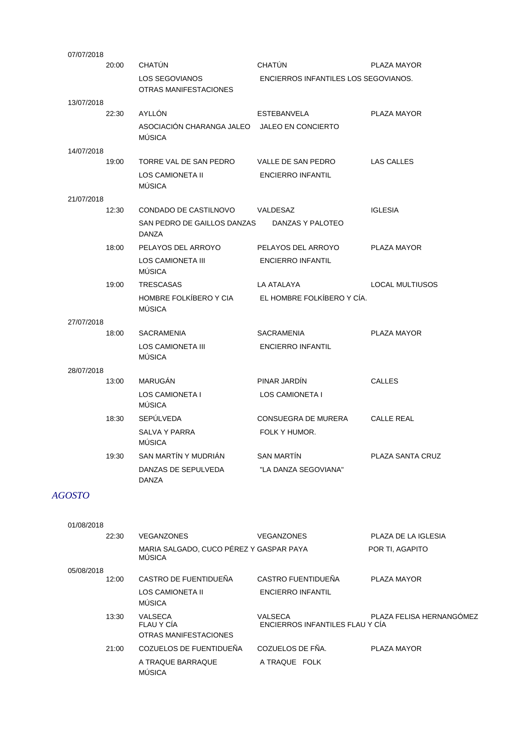07/07/2018

| | | | |
|---|---|---|---|
| 20:00 | CHATÚN | CHATÚN | PLAZA MAYOR |
| | LOS SEGOVIANOS<br>OTRAS MANIFESTACIONES | ENCIERROS INFANTILES LOS SEGOVIANOS. | |

13/07/2018

| | | | |
|---|---|---|---|
| 22:30 | AYLLÓN | ESTEBANVELA | PLAZA MAYOR |
| | ASOCIACIÓN CHARANGA JALEO<br>MÚSICA | JALEO EN CONCIERTO | |

14/07/2018

| | | | |
|---|---|---|---|
| 19:00 | TORRE VAL DE SAN PEDRO | VALLE DE SAN PEDRO | LAS CALLES |
| | LOS CAMIONETA II<br>MÚSICA | ENCIERRO INFANTIL | |

21/07/2018

| | | | |
|---|---|---|---|
| 12:30 | CONDADO DE CASTILNOVO | VALDESAZ | IGLESIA |
| | SAN PEDRO DE GAILLOS DANZAS<br>DANZA | DANZAS Y PALOTEO | |
| 18:00 | PELAYOS DEL ARROYO | PELAYOS DEL ARROYO | PLAZA MAYOR |
| | LOS CAMIONETA III<br>MÚSICA | ENCIERRO INFANTIL | |
| 19:00 | TRESCASAS | LA ATALAYA | LOCAL MULTIUSOS |
| | HOMBRE FOLKÍBERO Y CIA<br>MÚSICA | EL HOMBRE FOLKÍBERO Y CÍA. | |

27/07/2018

| | | | |
|---|---|---|---|
| 18:00 | SACRAMENIA | SACRAMENIA | PLAZA MAYOR |
| | LOS CAMIONETA III<br>MÚSICA | ENCIERRO INFANTIL | |

28/07/2018

| | | | |
|---|---|---|---|
| 13:00 | MARUGÁN | PINAR JARDÍN | CALLES |
| | LOS CAMIONETA I<br>MÚSICA | LOS CAMIONETA I | |
| 18:30 | SEPÚLVEDA | CONSUEGRA DE MURERA | CALLE REAL |
| | SALVA Y PARRA<br>MÚSICA | FOLK Y HUMOR. | |
| 19:30 | SAN MARTÍN Y MUDRIÁN | SAN MARTÍN | PLAZA SANTA CRUZ |
| | DANZAS DE SEPULVEDA<br>DANZA | "LA DANZA SEGOVIANA" | |

## *AGOSTO*

01/08/2018

| | | | |
|---|---|---|---|
| 22:30 | VEGANZONES | VEGANZONES | PLAZA DE LA IGLESIA |
| | MARIA SALGADO, CUCO PÉREZ Y GASPAR PAYA<br>MÚSICA | | POR TI, AGAPITO |

05/08/2018

| | | | |
|---|---|---|---|
| 12:00 | CASTRO DE FUENTIDUEÑA | CASTRO FUENTIDUEÑA | PLAZA MAYOR |
| | LOS CAMIONETA II<br>MÚSICA | ENCIERRO INFANTIL | |
| 13:30 | VALSECA<br>FLAU Y CÍA<br>OTRAS MANIFESTACIONES | VALSECA<br>ENCIERROS INFANTILES FLAU Y CÍA | PLAZA FELISA HERNANGÓMEZ |
| 21:00 | COZUELOS DE FUENTIDUEÑA | COZUELOS DE FÑA. | PLAZA MAYOR |
| | A TRAQUE BARRAQUE<br>MÚSICA | A TRAQUE FOLK | |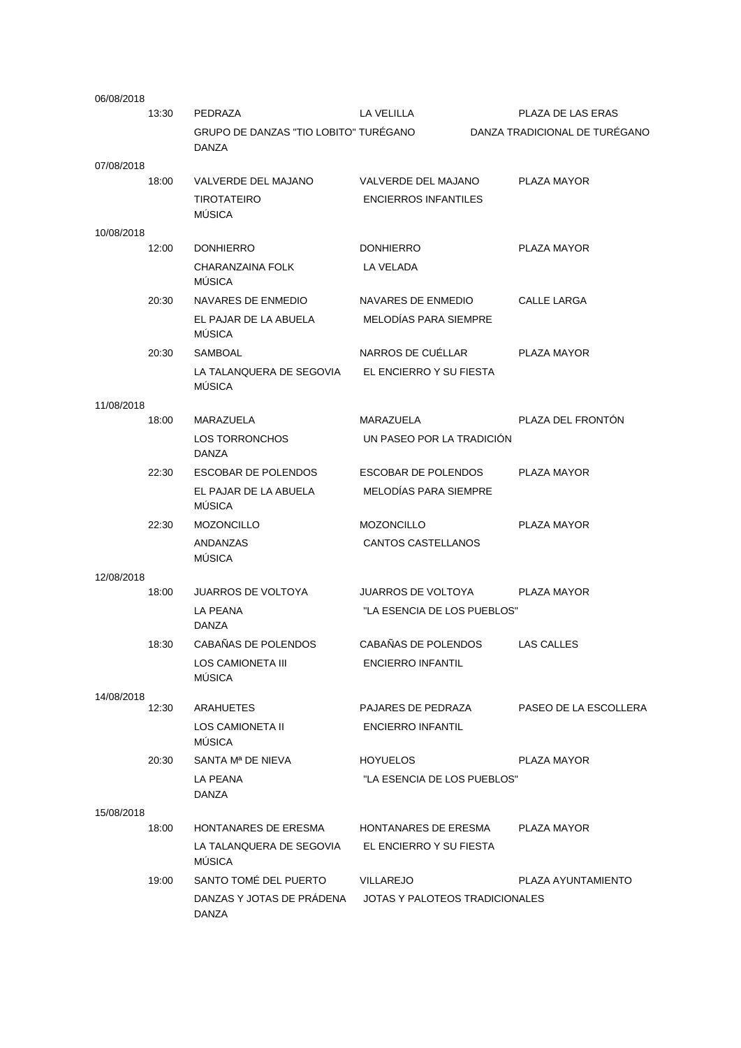| Fecha | Hora | Municipio | Localidad | Lugar |
|---|---|---|---|---|
| 06/08/2018 | | | | |
| | 13:30 | PEDRAZA | LA VELILLA | PLAZA DE LAS ERAS |
| | | GRUPO DE DANZAS "TIO LOBITO" TURÉGANO<br>DANZA | | DANZA TRADICIONAL DE TURÉGANO |
| 07/08/2018 | | | | |
| | 18:00 | VALVERDE DEL MAJANO | VALVERDE DEL MAJANO | PLAZA MAYOR |
| | | TIROTATEIRO<br>MÚSICA | ENCIERROS INFANTILES | |
| 10/08/2018 | | | | |
| | 12:00 | DONHIERRO | DONHIERRO | PLAZA MAYOR |
| | | CHARANZAINA FOLK<br>MÚSICA | LA VELADA | |
| | 20:30 | NAVARES DE ENMEDIO | NAVARES DE ENMEDIO | CALLE LARGA |
| | | EL PAJAR DE LA ABUELA<br>MÚSICA | MELODÍAS PARA SIEMPRE | |
| | 20:30 | SAMBOAL | NARROS DE CUÉLLAR | PLAZA MAYOR |
| | | LA TALANQUERA DE SEGOVIA<br>MÚSICA | EL ENCIERRO Y SU FIESTA | |
| 11/08/2018 | | | | |
| | 18:00 | MARAZUELA | MARAZUELA | PLAZA DEL FRONTÓN |
| | | LOS TORRONCHOS<br>DANZA | UN PASEO POR LA TRADICIÓN | |
| | 22:30 | ESCOBAR DE POLENDOS | ESCOBAR DE POLENDOS | PLAZA MAYOR |
| | | EL PAJAR DE LA ABUELA<br>MÚSICA | MELODÍAS PARA SIEMPRE | |
| | 22:30 | MOZONCILLO | MOZONCILLO | PLAZA MAYOR |
| | | ANDANZAS<br>MÚSICA | CANTOS CASTELLANOS | |
| 12/08/2018 | | | | |
| | 18:00 | JUARROS DE VOLTOYA | JUARROS DE VOLTOYA | PLAZA MAYOR |
| | | LA PEANA<br>DANZA | "LA ESENCIA DE LOS PUEBLOS" | |
| | 18:30 | CABAÑAS DE POLENDOS | CABAÑAS DE POLENDOS | LAS CALLES |
| | | LOS CAMIONETA III<br>MÚSICA | ENCIERRO INFANTIL | |
| 14/08/2018 | | | | |
| | 12:30 | ARAHUETES | PAJARES DE PEDRAZA | PASEO DE LA ESCOLLERA |
| | | LOS CAMIONETA II<br>MÚSICA | ENCIERRO INFANTIL | |
| | 20:30 | SANTA Mª DE NIEVA | HOYUELOS | PLAZA MAYOR |
| | | LA PEANA<br>DANZA | "LA ESENCIA DE LOS PUEBLOS" | |
| 15/08/2018 | | | | |
| | 18:00 | HONTANARES DE ERESMA | HONTANARES DE ERESMA | PLAZA MAYOR |
| | | LA TALANQUERA DE SEGOVIA<br>MÚSICA | EL ENCIERRO Y SU FIESTA | |
| | 19:00 | SANTO TOMÉ DEL PUERTO | VILLAREJO | PLAZA AYUNTAMIENTO |
| | | DANZAS Y JOTAS DE PRÁDENA<br>DANZA | JOTAS Y PALOTEOS TRADICIONALES | |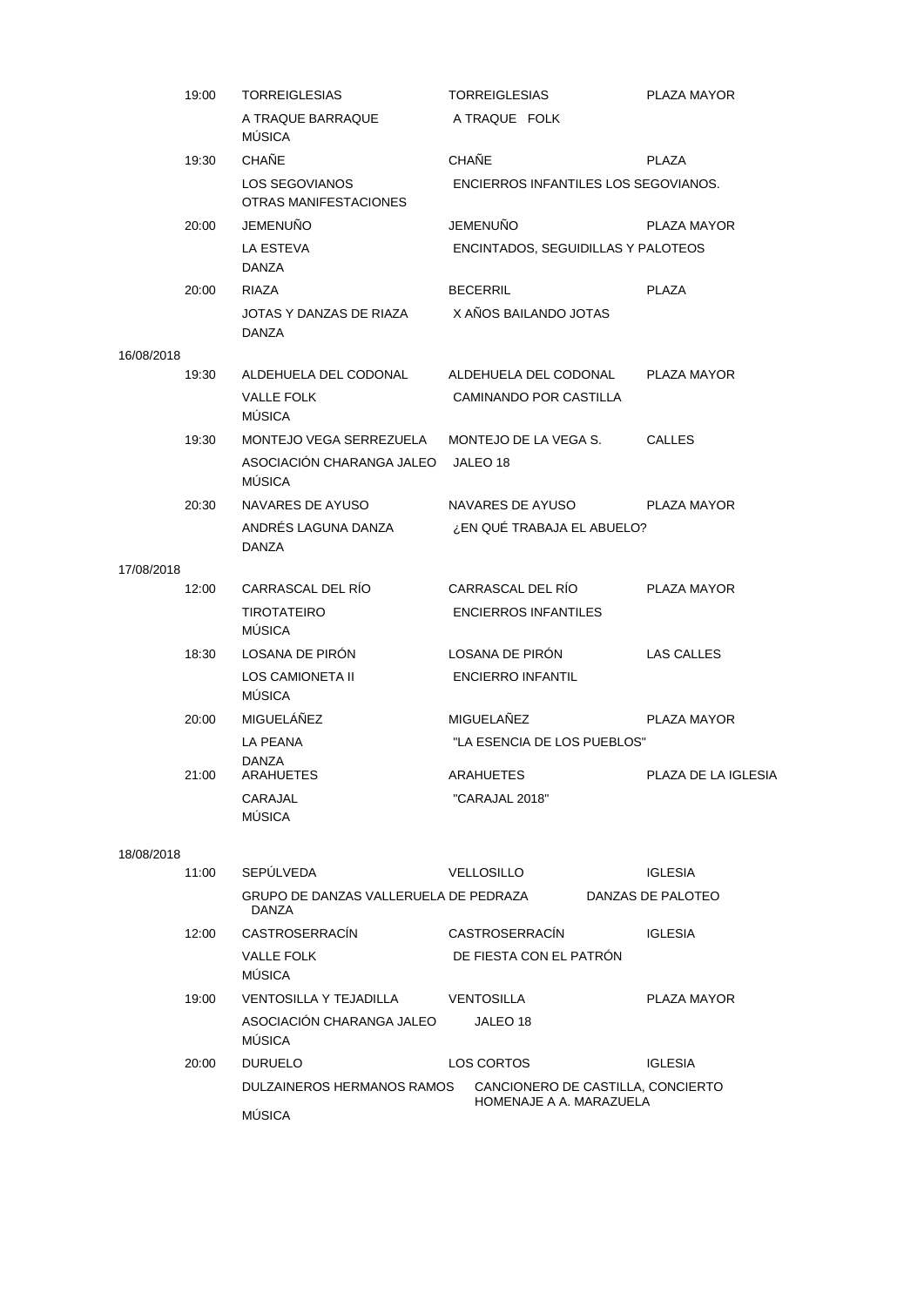| Fecha | Hora | Municipio / Grupo / Tipo | Localidad / Espectáculo | Lugar |
|---|---|---|---|---|
| | 19:00 | TORREIGLESIAS | TORREIGLESIAS | PLAZA MAYOR |
| | | A TRAQUE BARRAQUE<br>MÚSICA | A TRAQUE FOLK | |
| | 19:30 | CHAÑE | CHAÑE | PLAZA |
| | | LOS SEGOVIANOS<br>OTRAS MANIFESTACIONES | ENCIERROS INFANTILES LOS SEGOVIANOS. | |
| | 20:00 | JEMENUÑO | JEMENUÑO | PLAZA MAYOR |
| | | LA ESTEVA<br>DANZA | ENCINTADOS, SEGUIDILLAS Y PALOTEOS | |
| | 20:00 | RIAZA | BECERRIL | PLAZA |
| | | JOTAS Y DANZAS DE RIAZA<br>DANZA | X AÑOS BAILANDO JOTAS | |
| 16/08/2018 | | | | |
| | 19:30 | ALDEHUELA DEL CODONAL | ALDEHUELA DEL CODONAL | PLAZA MAYOR |
| | | VALLE FOLK<br>MÚSICA | CAMINANDO POR CASTILLA | |
| | 19:30 | MONTEJO VEGA SERREZUELA | MONTEJO DE LA VEGA S. | CALLES |
| | | ASOCIACIÓN CHARANGA JALEO<br>MÚSICA | JALEO 18 | |
| | 20:30 | NAVARES DE AYUSO | NAVARES DE AYUSO | PLAZA MAYOR |
| | | ANDRÉS LAGUNA DANZA<br>DANZA | ¿EN QUÉ TRABAJA EL ABUELO? | |
| 17/08/2018 | | | | |
| | 12:00 | CARRASCAL DEL RÍO | CARRASCAL DEL RÍO | PLAZA MAYOR |
| | | TIROTATEIRO<br>MÚSICA | ENCIERROS INFANTILES | |
| | 18:30 | LOSANA DE PIRÓN | LOSANA DE PIRÓN | LAS CALLES |
| | | LOS CAMIONETA II<br>MÚSICA | ENCIERRO INFANTIL | |
| | 20:00 | MIGUELÁÑEZ | MIGUELAÑEZ | PLAZA MAYOR |
| | | LA PEANA<br>DANZA | "LA ESENCIA DE LOS PUEBLOS" | |
| | 21:00 | ARAHUETES | ARAHUETES | PLAZA DE LA IGLESIA |
| | | CARAJAL<br>MÚSICA | "CARAJAL 2018" | |
| 18/08/2018 | | | | |
| | 11:00 | SEPÚLVEDA | VELLOSILLO | IGLESIA |
| | | GRUPO DE DANZAS VALLERUELA DE PEDRAZA<br>DANZA | DANZAS DE PALOTEO | |
| | 12:00 | CASTROSERRACÍN | CASTROSERRACÍN | IGLESIA |
| | | VALLE FOLK<br>MÚSICA | DE FIESTA CON EL PATRÓN | |
| | 19:00 | VENTOSILLA Y TEJADILLA | VENTOSILLA | PLAZA MAYOR |
| | | ASOCIACIÓN CHARANGA JALEO<br>MÚSICA | JALEO 18 | |
| | 20:00 | DURUELO | LOS CORTOS | IGLESIA |
| | | DULZAINEROS HERMANOS RAMOS<br>MÚSICA | CANCIONERO DE CASTILLA, CONCIERTO HOMENAJE A A. MARAZUELA | |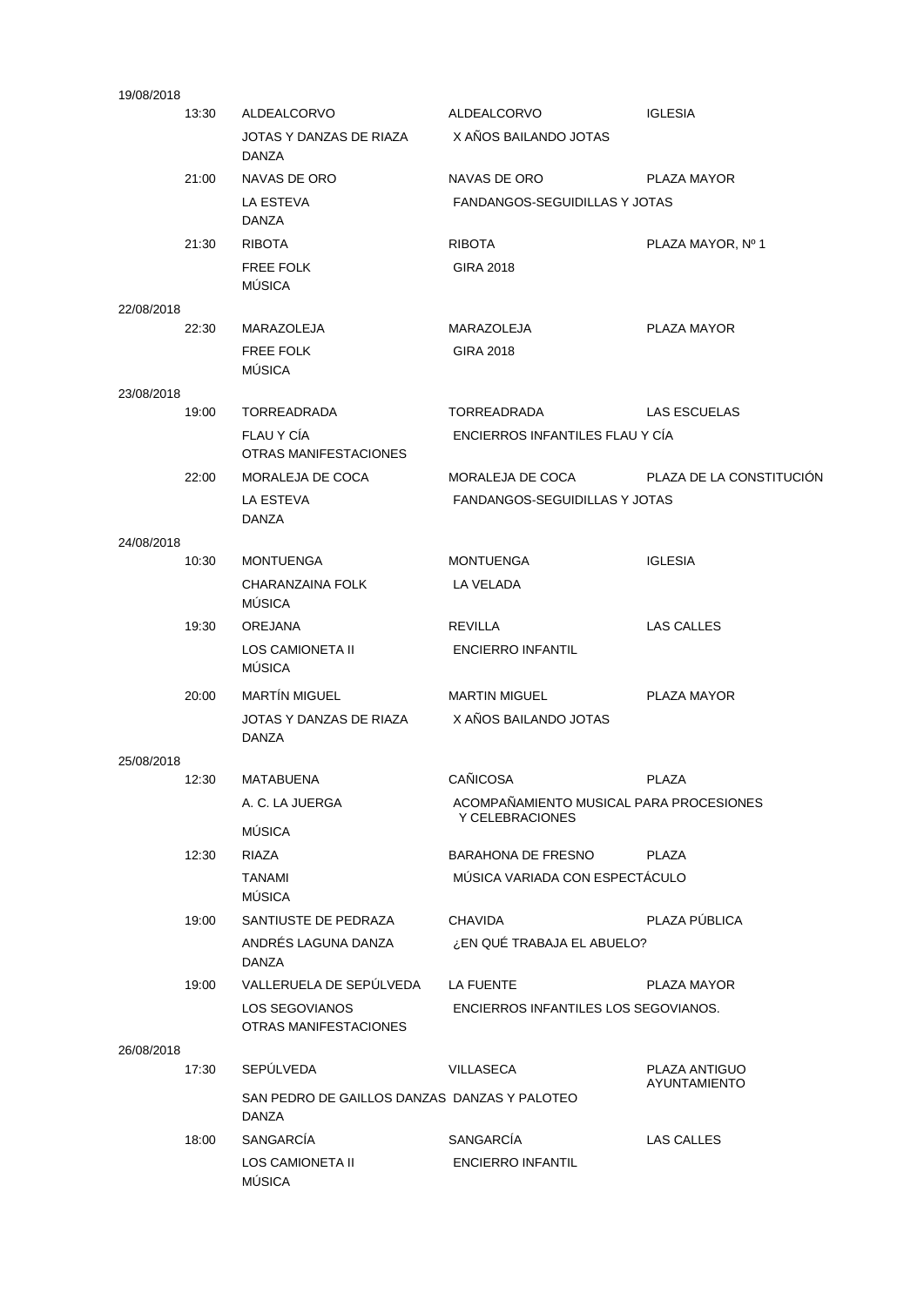19/08/2018

| | | | |
|---|---|---|---|
| 13:30 | ALDEALCORVO | ALDEALCORVO | IGLESIA |
| | JOTAS Y DANZAS DE RIAZA<br>DANZA | X AÑOS BAILANDO JOTAS | |
| 21:00 | NAVAS DE ORO | NAVAS DE ORO | PLAZA MAYOR |
| | LA ESTEVA<br>DANZA | FANDANGOS-SEGUIDILLAS Y JOTAS | |
| 21:30 | RIBOTA | RIBOTA | PLAZA MAYOR, Nº 1 |
| | FREE FOLK<br>MÚSICA | GIRA 2018 | |

22/08/2018

| | | | |
|---|---|---|---|
| 22:30 | MARAZOLEJA | MARAZOLEJA | PLAZA MAYOR |
| | FREE FOLK<br>MÚSICA | GIRA 2018 | |

23/08/2018

| | | | |
|---|---|---|---|
| 19:00 | TORREADRADA | TORREADRADA | LAS ESCUELAS |
| | FLAU Y CÍA<br>OTRAS MANIFESTACIONES | ENCIERROS INFANTILES FLAU Y CÍA | |
| 22:00 | MORALEJA DE COCA | MORALEJA DE COCA | PLAZA DE LA CONSTITUCIÓN |
| | LA ESTEVA<br>DANZA | FANDANGOS-SEGUIDILLAS Y JOTAS | |

24/08/2018

| | | | |
|---|---|---|---|
| 10:30 | MONTUENGA | MONTUENGA | IGLESIA |
| | CHARANZAINA FOLK<br>MÚSICA | LA VELADA | |
| 19:30 | OREJANA | REVILLA | LAS CALLES |
| | LOS CAMIONETA II<br>MÚSICA | ENCIERRO INFANTIL | |
| 20:00 | MARTÍN MIGUEL | MARTIN MIGUEL | PLAZA MAYOR |
| | JOTAS Y DANZAS DE RIAZA<br>DANZA | X AÑOS BAILANDO JOTAS | |

25/08/2018

| | | | |
|---|---|---|---|
| 12:30 | MATABUENA | CAÑICOSA | PLAZA |
| | A. C. LA JUERGA<br>MÚSICA | ACOMPAÑAMIENTO MUSICAL PARA PROCESIONES Y CELEBRACIONES | |
| 12:30 | RIAZA | BARAHONA DE FRESNO | PLAZA |
| | TANAMI<br>MÚSICA | MÚSICA VARIADA CON ESPECTÁCULO | |
| 19:00 | SANTIUSTE DE PEDRAZA | CHAVIDA | PLAZA PÚBLICA |
| | ANDRÉS LAGUNA DANZA<br>DANZA | ¿EN QUÉ TRABAJA EL ABUELO? | |
| 19:00 | VALLERUELA DE SEPÚLVEDA | LA FUENTE | PLAZA MAYOR |
| | LOS SEGOVIANOS<br>OTRAS MANIFESTACIONES | ENCIERROS INFANTILES LOS SEGOVIANOS. | |

26/08/2018

| | | | |
|---|---|---|---|
| 17:30 | SEPÚLVEDA | VILLASECA | PLAZA ANTIGUO AYUNTAMIENTO |
| | SAN PEDRO DE GAILLOS DANZAS<br>DANZA | DANZAS Y PALOTEO | |
| 18:00 | SANGARCÍA | SANGARCÍA | LAS CALLES |
| | LOS CAMIONETA II<br>MÚSICA | ENCIERRO INFANTIL | |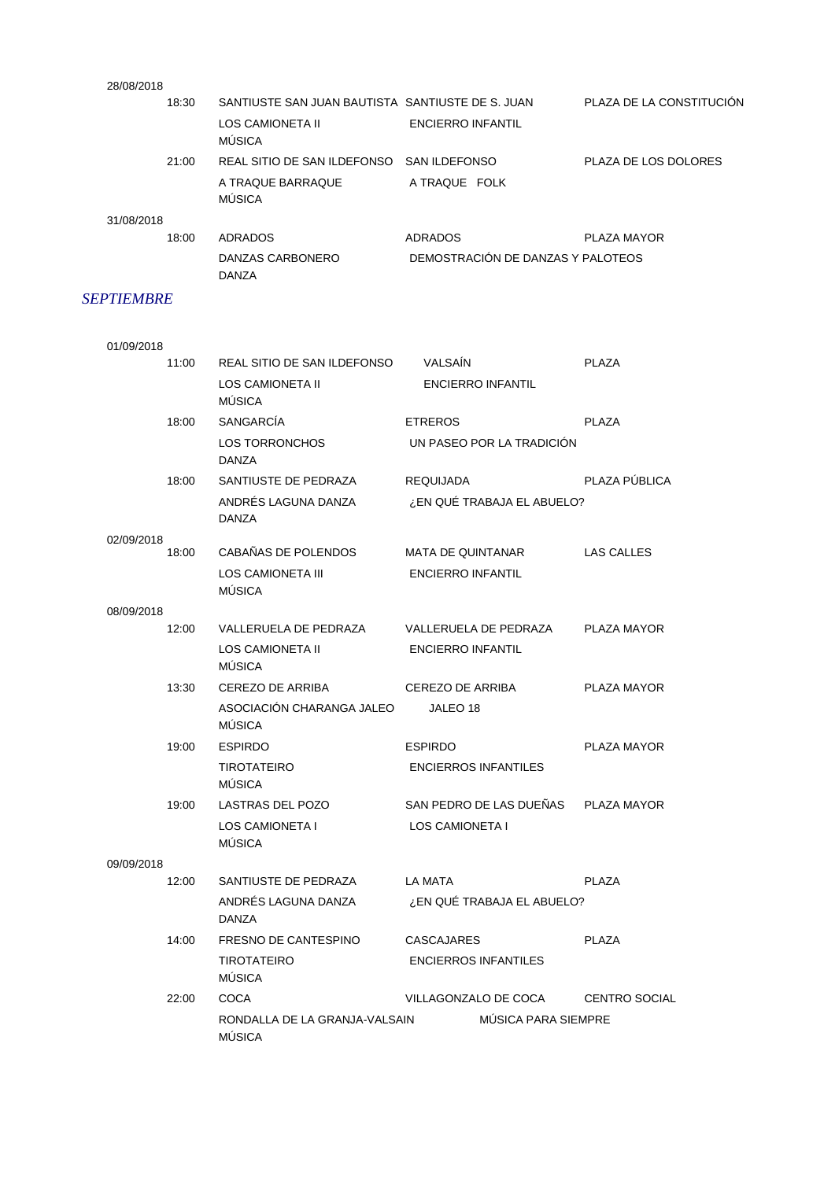28/08/2018

| | | | |
|---|---|---|---|
| 18:30 | SANTIUSTE SAN JUAN BAUTISTA | SANTIUSTE DE S. JUAN | PLAZA DE LA CONSTITUCIÓN |
| | LOS CAMIONETA II<br>MÚSICA | ENCIERRO INFANTIL | |
| 21:00 | REAL SITIO DE SAN ILDEFONSO | SAN ILDEFONSO | PLAZA DE LOS DOLORES |
| | A TRAQUE BARRAQUE<br>MÚSICA | A TRAQUE FOLK | |

31/08/2018

| | | | |
|---|---|---|---|
| 18:00 | ADRADOS | ADRADOS | PLAZA MAYOR |
| | DANZAS CARBONERO<br>DANZA | DEMOSTRACIÓN DE DANZAS Y PALOTEOS | |

## *SEPTIEMBRE*

01/09/2018

| | | | |
|---|---|---|---|
| 11:00 | REAL SITIO DE SAN ILDEFONSO | VALSAÍN | PLAZA |
| | LOS CAMIONETA II<br>MÚSICA | ENCIERRO INFANTIL | |
| 18:00 | SANGARCÍA | ETREROS | PLAZA |
| | LOS TORRONCHOS<br>DANZA | UN PASEO POR LA TRADICIÓN | |
| 18:00 | SANTIUSTE DE PEDRAZA | REQUIJADA | PLAZA PÚBLICA |
| | ANDRÉS LAGUNA DANZA<br>DANZA | ¿EN QUÉ TRABAJA EL ABUELO? | |

02/09/2018

| | | | |
|---|---|---|---|
| 18:00 | CABAÑAS DE POLENDOS | MATA DE QUINTANAR | LAS CALLES |
| | LOS CAMIONETA III<br>MÚSICA | ENCIERRO INFANTIL | |

08/09/2018

| | | | |
|---|---|---|---|
| 12:00 | VALLERUELA DE PEDRAZA | VALLERUELA DE PEDRAZA | PLAZA MAYOR |
| | LOS CAMIONETA II<br>MÚSICA | ENCIERRO INFANTIL | |
| 13:30 | CEREZO DE ARRIBA | CEREZO DE ARRIBA | PLAZA MAYOR |
| | ASOCIACIÓN CHARANGA JALEO<br>MÚSICA | JALEO 18 | |
| 19:00 | ESPIRDO | ESPIRDO | PLAZA MAYOR |
| | TIROTATEIRO<br>MÚSICA | ENCIERROS INFANTILES | |
| 19:00 | LASTRAS DEL POZO | SAN PEDRO DE LAS DUEÑAS | PLAZA MAYOR |
| | LOS CAMIONETA I<br>MÚSICA | LOS CAMIONETA I | |

09/09/2018

| | | | |
|---|---|---|---|
| 12:00 | SANTIUSTE DE PEDRAZA | LA MATA | PLAZA |
| | ANDRÉS LAGUNA DANZA<br>DANZA | ¿EN QUÉ TRABAJA EL ABUELO? | |
| 14:00 | FRESNO DE CANTESPINO | CASCAJARES | PLAZA |
| | TIROTATEIRO<br>MÚSICA | ENCIERROS INFANTILES | |
| 22:00 | COCA | VILLAGONZALO DE COCA | CENTRO SOCIAL |
| | RONDALLA DE LA GRANJA-VALSAIN<br>MÚSICA | MÚSICA PARA SIEMPRE | |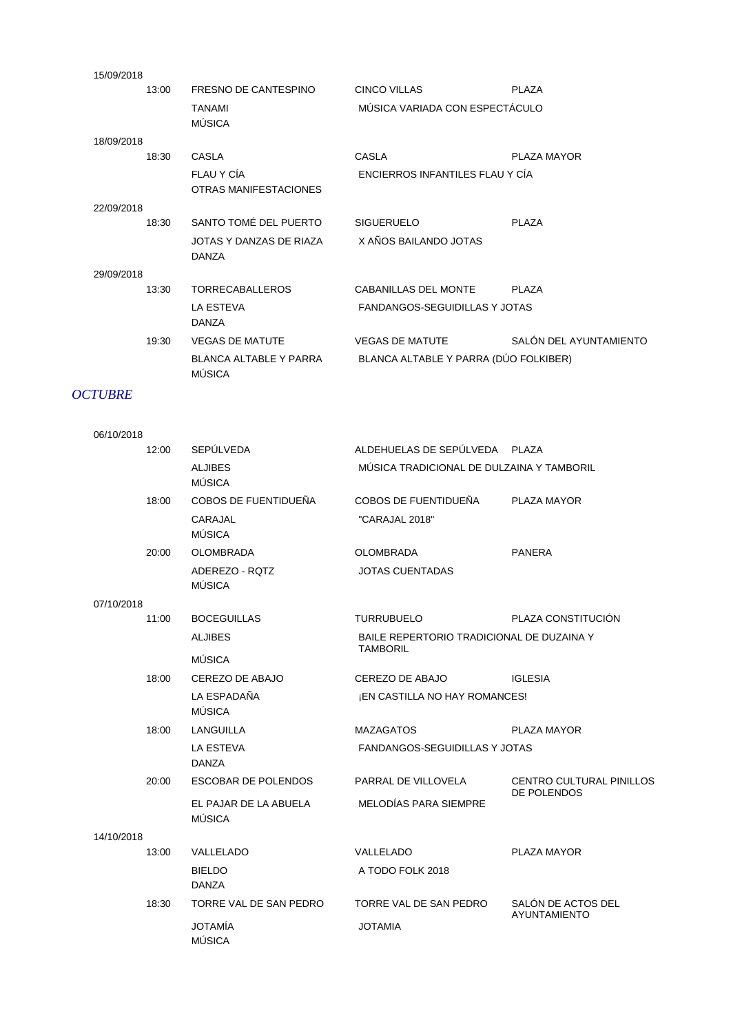15/09/2018

| | | | |
|---|---|---|---|
| 13:00 | FRESNO DE CANTESPINO | CINCO VILLAS | PLAZA |
| | TANAMI<br>MÚSICA | MÚSICA VARIADA CON ESPECTÁCULO | |

18/09/2018

| | | | |
|---|---|---|---|
| 18:30 | CASLA | CASLA | PLAZA MAYOR |
| | FLAU Y CÍA<br>OTRAS MANIFESTACIONES | ENCIERROS INFANTILES FLAU Y CÍA | |

22/09/2018

| | | | |
|---|---|---|---|
| 18:30 | SANTO TOMÉ DEL PUERTO | SIGUERUELO | PLAZA |
| | JOTAS Y DANZAS DE RIAZA<br>DANZA | X AÑOS BAILANDO JOTAS | |

29/09/2018

| | | | |
|---|---|---|---|
| 13:30 | TORRECABALLEROS | CABANILLAS DEL MONTE | PLAZA |
| | LA ESTEVA<br>DANZA | FANDANGOS-SEGUIDILLAS Y JOTAS | |
| 19:30 | VEGAS DE MATUTE | VEGAS DE MATUTE | SALÓN DEL AYUNTAMIENTO |
| | BLANCA ALTABLE Y PARRA<br>MÚSICA | BLANCA ALTABLE Y PARRA (DÚO FOLKIBER) | |

## *OCTUBRE*

06/10/2018

| | | | |
|---|---|---|---|
| 12:00 | SEPÚLVEDA | ALDEHUELAS DE SEPÚLVEDA | PLAZA |
| | ALJIBES<br>MÚSICA | MÚSICA TRADICIONAL DE DULZAINA Y TAMBORIL | |
| 18:00 | COBOS DE FUENTIDUEÑA | COBOS DE FUENTIDUEÑA | PLAZA MAYOR |
| | CARAJAL<br>MÚSICA | "CARAJAL 2018" | |
| 20:00 | OLOMBRADA | OLOMBRADA | PANERA |
| | ADEREZO - RQTZ<br>MÚSICA | JOTAS CUENTADAS | |

07/10/2018

| | | | |
|---|---|---|---|
| 11:00 | BOCEGUILLAS | TURRUBUELO | PLAZA CONSTITUCIÓN |
| | ALJIBES<br>MÚSICA | BAILE REPERTORIO TRADICIONAL DE DUZAINA Y TAMBORIL | |
| 18:00 | CEREZO DE ABAJO | CEREZO DE ABAJO | IGLESIA |
| | LA ESPADAÑA<br>MÚSICA | ¡EN CASTILLA NO HAY ROMANCES! | |
| 18:00 | LANGUILLA | MAZAGATOS | PLAZA MAYOR |
| | LA ESTEVA<br>DANZA | FANDANGOS-SEGUIDILLAS Y JOTAS | |
| 20:00 | ESCOBAR DE POLENDOS | PARRAL DE VILLOVELA | CENTRO CULTURAL PINILLOS DE POLENDOS |
| | EL PAJAR DE LA ABUELA<br>MÚSICA | MELODÍAS PARA SIEMPRE | |

14/10/2018

| | | | |
|---|---|---|---|
| 13:00 | VALLELADO | VALLELADO | PLAZA MAYOR |
| | BIELDO<br>DANZA | A TODO FOLK 2018 | |
| 18:30 | TORRE VAL DE SAN PEDRO | TORRE VAL DE SAN PEDRO | SALÓN DE ACTOS DEL AYUNTAMIENTO |
| | JOTAMÍA<br>MÚSICA | JOTAMIA | |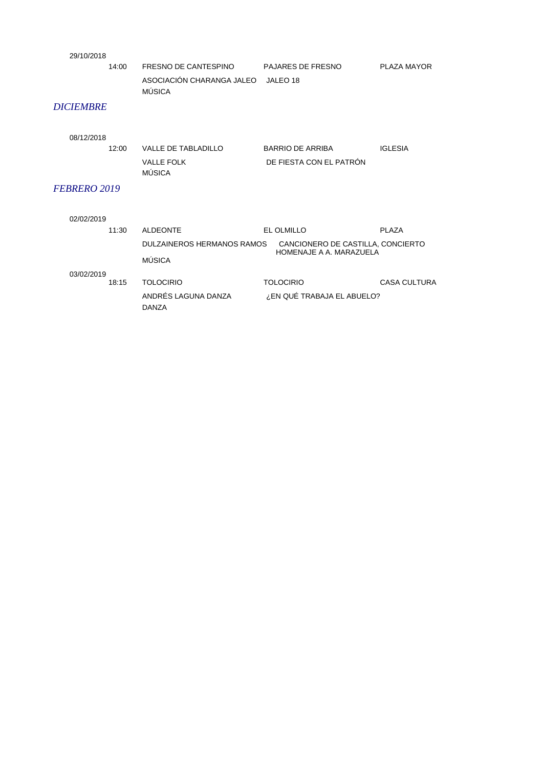29/10/2018

| | | | |
|---|---|---|---|
| 14:00 | FRESNO DE CANTESPINO | PAJARES DE FRESNO | PLAZA MAYOR |
| | ASOCIACIÓN CHARANGA JALEO<br>MÚSICA | JALEO 18 | |

## *DICIEMBRE*

08/12/2018

| | | | |
|---|---|---|---|
| 12:00 | VALLE DE TABLADILLO | BARRIO DE ARRIBA | IGLESIA |
| | VALLE FOLK<br>MÚSICA | DE FIESTA CON EL PATRÓN | |

## *FEBRERO 2019*

02/02/2019

| | | | |
|---|---|---|---|
| 11:30 | ALDEONTE | EL OLMILLO | PLAZA |
| | DULZAINEROS HERMANOS RAMOS<br>MÚSICA | CANCIONERO DE CASTILLA, CONCIERTO HOMENAJE A A. MARAZUELA | |

03/02/2019

| | | | |
|---|---|---|---|
| 18:15 | TOLOCIRIO | TOLOCIRIO | CASA CULTURA |
| | ANDRÉS LAGUNA DANZA<br>DANZA | ¿EN QUÉ TRABAJA EL ABUELO? | |